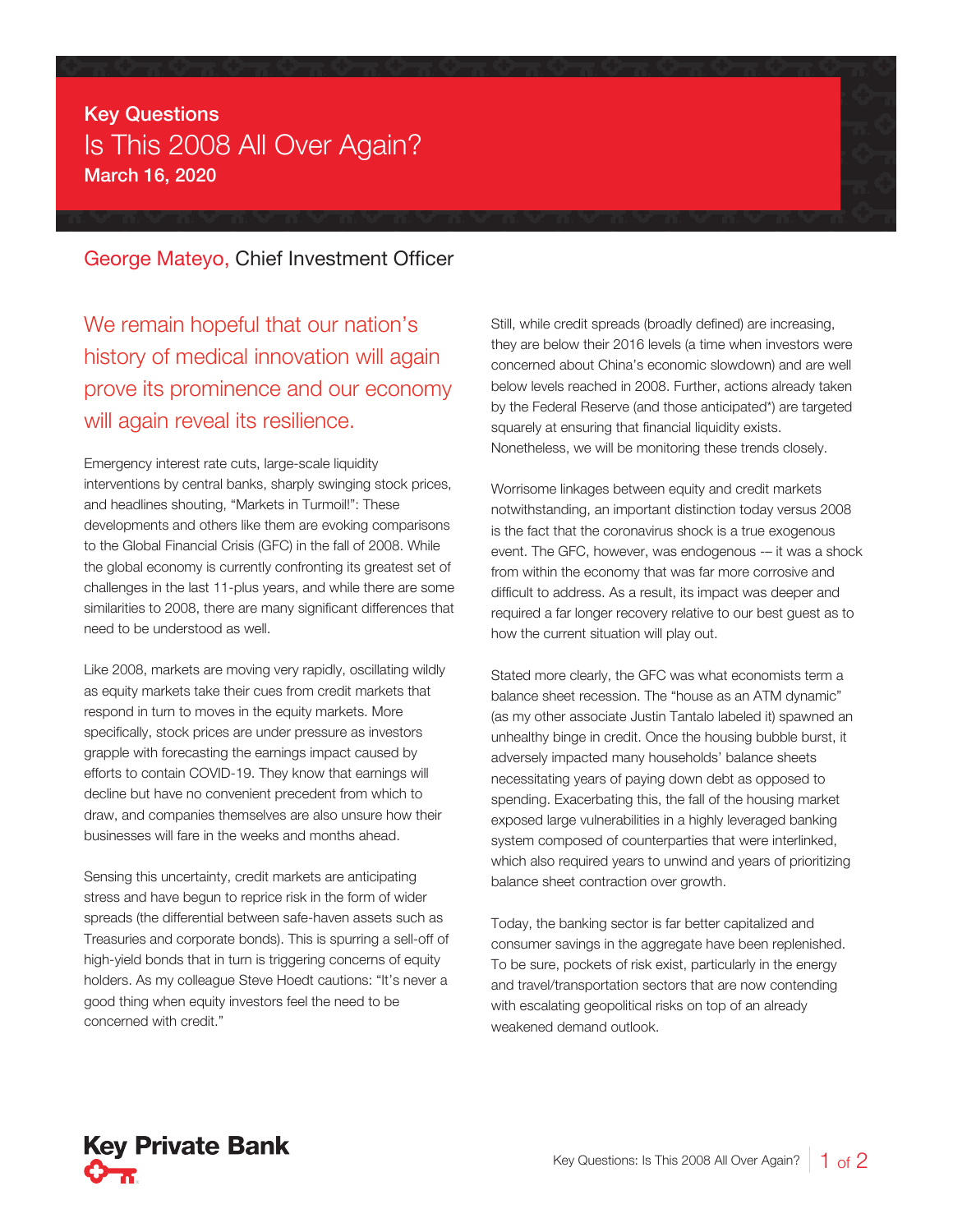# Key Questions

# Is This 2008 All Over Again?

**March 16, 2020**

George Mateyo, Chief Investment Officer

## We remain hopeful that our nation's history of medical innovation will again prove its prominence and our economy will again reveal its resilience.

Emergency interest rate cuts, large-scale liquidity interventions by central banks, sharply swinging stock prices, and headlines shouting, "Markets in Turmoil!": These developments and others like them are evoking comparisons to the Global Financial Crisis (GFC) in the fall of 2008. While the global economy is currently confronting its greatest set of challenges in the last 11-plus years, and while there are some similarities to 2008, there are many significant differences that need to be understood as well.

Like 2008, markets are moving very rapidly, oscillating wildly as equity markets take their cues from credit markets that respond in turn to moves in the equity markets. More specifically, stock prices are under pressure as investors grapple with forecasting the earnings impact caused by efforts to contain COVID-19. They know that earnings will decline but have no convenient precedent from which to draw, and companies themselves are also unsure how their businesses will fare in the weeks and months ahead.

Sensing this uncertainty, credit markets are anticipating stress and have begun to reprice risk in the form of wider spreads (the differential between safe-haven assets such as Treasuries and corporate bonds). This is spurring a sell-off of high-yield bonds that in turn is triggering concerns of equity holders. As my colleague Steve Hoedt cautions: "It's never a good thing when equity investors feel the need to be concerned with credit."

Still, while credit spreads (broadly defined) are increasing, they are below their 2016 levels (a time when investors were concerned about China's economic slowdown) and are well below levels reached in 2008. Further, actions already taken by the Federal Reserve (and those anticipated*) are targeted squarely at ensuring that financial liquidity exists. Nonetheless, we will be monitoring these trends closely.

Worrisome linkages between equity and credit markets notwithstanding, an important distinction today versus 2008 is the fact that the coronavirus shock is a true exogenous event. The GFC, however, was endogenous -– it was a shock from within the economy that was far more corrosive and difficult to address. As a result, its impact was deeper and required a far longer recovery relative to our best guest as to how the current situation will play out.

Stated more clearly, the GFC was what economists term a balance sheet recession. The "house as an ATM dynamic" (as my other associate Justin Tantalo labeled it) spawned an unhealthy binge in credit. Once the housing bubble burst, it adversely impacted many households' balance sheets necessitating years of paying down debt as opposed to spending. Exacerbating this, the fall of the housing market exposed large vulnerabilities in a highly leveraged banking system composed of counterparties that were interlinked, which also required years to unwind and years of prioritizing balance sheet contraction over growth.

Today, the banking sector is far better capitalized and consumer savings in the aggregate have been replenished. To be sure, pockets of risk exist, particularly in the energy and travel/transportation sectors that are now contending with escalating geopolitical risks on top of an already weakened demand outlook.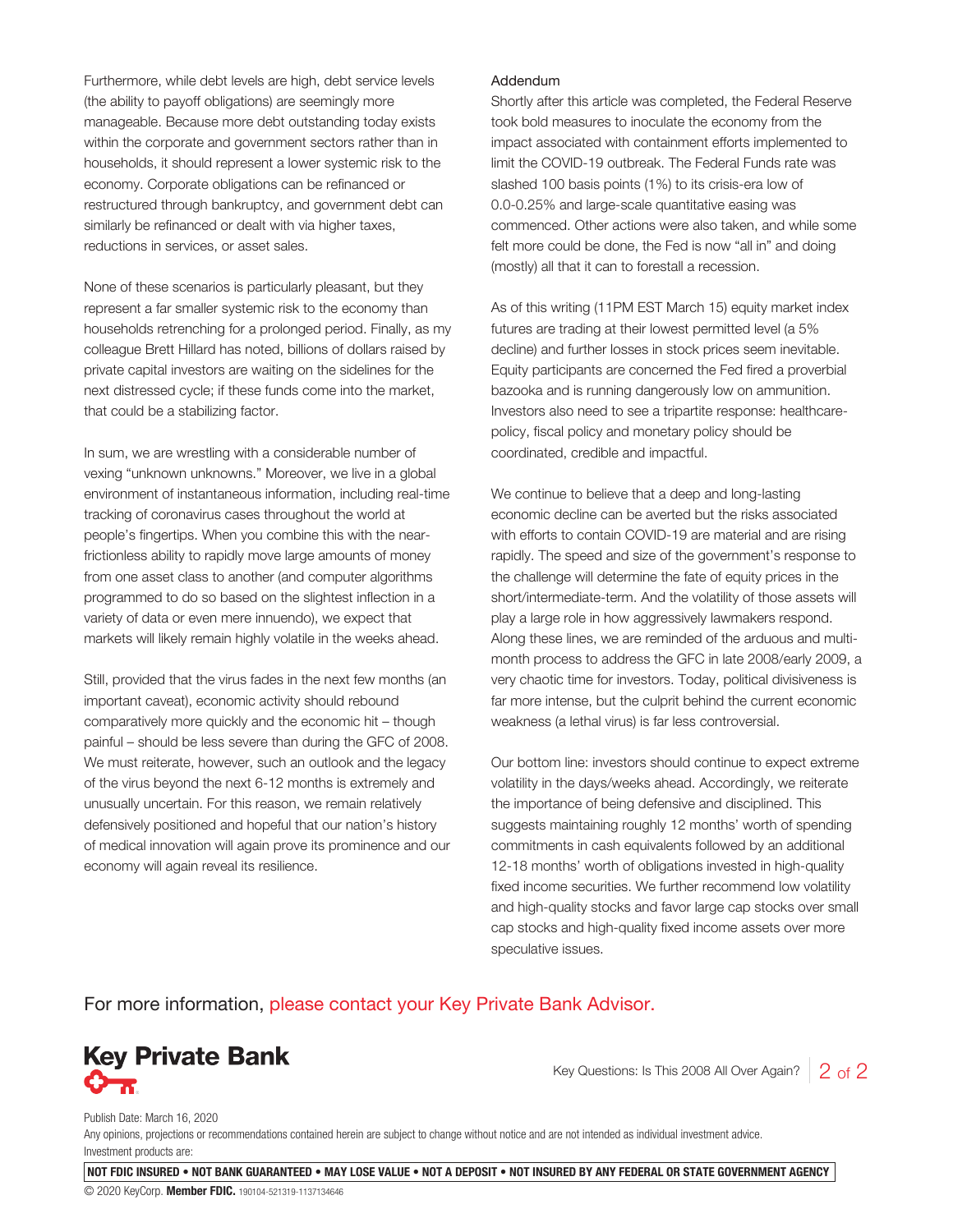Furthermore, while debt levels are high, debt service levels (the ability to payoff obligations) are seemingly more manageable. Because more debt outstanding today exists within the corporate and government sectors rather than in households, it should represent a lower systemic risk to the economy. Corporate obligations can be refinanced or restructured through bankruptcy, and government debt can similarly be refinanced or dealt with via higher taxes, reductions in services, or asset sales.

None of these scenarios is particularly pleasant, but they represent a far smaller systemic risk to the economy than households retrenching for a prolonged period. Finally, as my colleague Brett Hillard has noted, billions of dollars raised by private capital investors are waiting on the sidelines for the next distressed cycle; if these funds come into the market, that could be a stabilizing factor.

In sum, we are wrestling with a considerable number of vexing "unknown unknowns." Moreover, we live in a global environment of instantaneous information, including real-time tracking of coronavirus cases throughout the world at people's fingertips. When you combine this with the near-frictionless ability to rapidly move large amounts of money from one asset class to another (and computer algorithms programmed to do so based on the slightest inflection in a variety of data or even mere innuendo), we expect that markets will likely remain highly volatile in the weeks ahead.

Still, provided that the virus fades in the next few months (an important caveat), economic activity should rebound comparatively more quickly and the economic hit – though painful – should be less severe than during the GFC of 2008. We must reiterate, however, such an outlook and the legacy of the virus beyond the next 6-12 months is extremely and unusually uncertain. For this reason, we remain relatively defensively positioned and hopeful that our nation's history of medical innovation will again prove its prominence and our economy will again reveal its resilience.

## Addendum

Shortly after this article was completed, the Federal Reserve took bold measures to inoculate the economy from the impact associated with containment efforts implemented to limit the COVID-19 outbreak. The Federal Funds rate was slashed 100 basis points (1%) to its crisis-era low of 0.0-0.25% and large-scale quantitative easing was commenced. Other actions were also taken, and while some felt more could be done, the Fed is now "all in" and doing (mostly) all that it can to forestall a recession.

As of this writing (11PM EST March 15) equity market index futures are trading at their lowest permitted level (a 5% decline) and further losses in stock prices seem inevitable. Equity participants are concerned the Fed fired a proverbial bazooka and is running dangerously low on ammunition. Investors also need to see a tripartite response: healthcare-policy, fiscal policy and monetary policy should be coordinated, credible and impactful.

We continue to believe that a deep and long-lasting economic decline can be averted but the risks associated with efforts to contain COVID-19 are material and are rising rapidly. The speed and size of the government's response to the challenge will determine the fate of equity prices in the short/intermediate-term. And the volatility of those assets will play a large role in how aggressively lawmakers respond. Along these lines, we are reminded of the arduous and multi-month process to address the GFC in late 2008/early 2009, a very chaotic time for investors. Today, political divisiveness is far more intense, but the culprit behind the current economic weakness (a lethal virus) is far less controversial.

Our bottom line: investors should continue to expect extreme volatility in the days/weeks ahead. Accordingly, we reiterate the importance of being defensive and disciplined. This suggests maintaining roughly 12 months' worth of spending commitments in cash equivalents followed by an additional 12-18 months' worth of obligations invested in high-quality fixed income securities. We further recommend low volatility and high-quality stocks and favor large cap stocks over small cap stocks and high-quality fixed income assets over more speculative issues.

For more information, please contact your Key Private Bank Advisor.

**Key Private Bank**

Publish Date: March 16, 2020

Any opinions, projections or recommendations contained herein are subject to change without notice and are not intended as individual investment advice.

Investment products are:

**NOT FDIC INSURED • NOT BANK GUARANTEED • MAY LOSE VALUE • NOT A DEPOSIT • NOT INSURED BY ANY FEDERAL OR STATE GOVERNMENT AGENCY**

© 2020 KeyCorp. **Member FDIC.** 190104-521319-1137134646